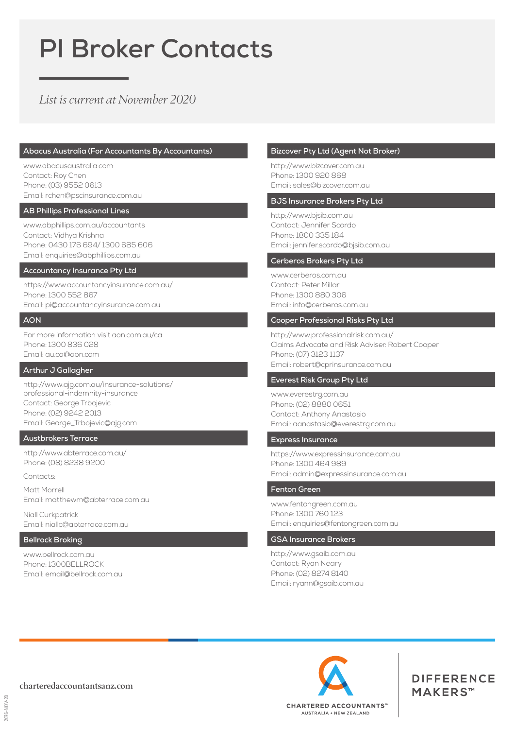# PI Broker Contacts

*List is current at November 2020*

## Abacus Australia (For Accountants By Accountants)

www.abacusaustralia.com
Contact: Roy Chen
Phone: (03) 9552 0613
Email: rchen@pscinsurance.com.au

## AB Phillips Professional Lines

www.abphillips.com.au/accountants
Contact: Vidhya Krishna
Phone: 0430 176 694/ 1300 685 606
Email: enquiries@abphillips.com.au

## Accountancy Insurance Pty Ltd

https://www.accountancyinsurance.com.au/
Phone: 1300 552 867
Email: pi@accountancyinsurance.com.au

## AON

For more information visit aon.com.au/ca
Phone: 1300 836 028
Email: au.ca@aon.com

## Arthur J Gallagher

http://www.ajg.com.au/insurance-solutions/professional-indemnity-insurance
Contact: George Trbojevic
Phone: (02) 9242 2013
Email: George_Trbojevic@ajg.com

## Austbrokers Terrace

http://www.abterrace.com.au/
Phone: (08) 8238 9200

Contacts:

Matt Morrell
Email: matthewm@abterrace.com.au

Niall Curkpatrick
Email: niallc@abterrace.com.au

## Bellrock Broking

www.bellrock.com.au
Phone: 1300BELLROCK
Email: email@bellrock.com.au

## Bizcover Pty Ltd (Agent Not Broker)

http://www.bizcover.com.au
Phone: 1300 920 868
Email: sales@bizcover.com.au

## BJS Insurance Brokers Pty Ltd

http://www.bjsib.com.au
Contact: Jennifer Scordo
Phone: 1800 335 184
Email: jennifer.scordo@bjsib.com.au

## Cerberos Brokers Pty Ltd

www.cerberos.com.au
Contact: Peter Millar
Phone: 1300 880 306
Email: info@cerberos.com.au

## Cooper Professional Risks Pty Ltd

http://www.professionalrisk.com.au/
Claims Advocate and Risk Adviser: Robert Cooper
Phone: (07) 3123 1137
Email: robert@cprinsurance.com.au

## Everest Risk Group Pty Ltd

www.everestrg.com.au
Phone: (02) 8880 0651
Contact: Anthony Anastasio
Email: aanastasio@everestrg.com.au

## Express Insurance

https://www.expressinsurance.com.au
Phone: 1300 464 989
Email: admin@expressinsurance.com.au

## Fenton Green

www.fentongreen.com.au
Phone: 1300 760 123
Email: enquiries@fentongreen.com.au

## GSA Insurance Brokers

http://www.gsaib.com.au
Contact: Ryan Neary
Phone: (02) 8274 8140
Email: ryann@gsaib.com.au

charteredaccountantsanz.com

CHARTERED ACCOUNTANTS™ AUSTRALIA + NEW ZEALAND

DIFFERENCE MAKERS™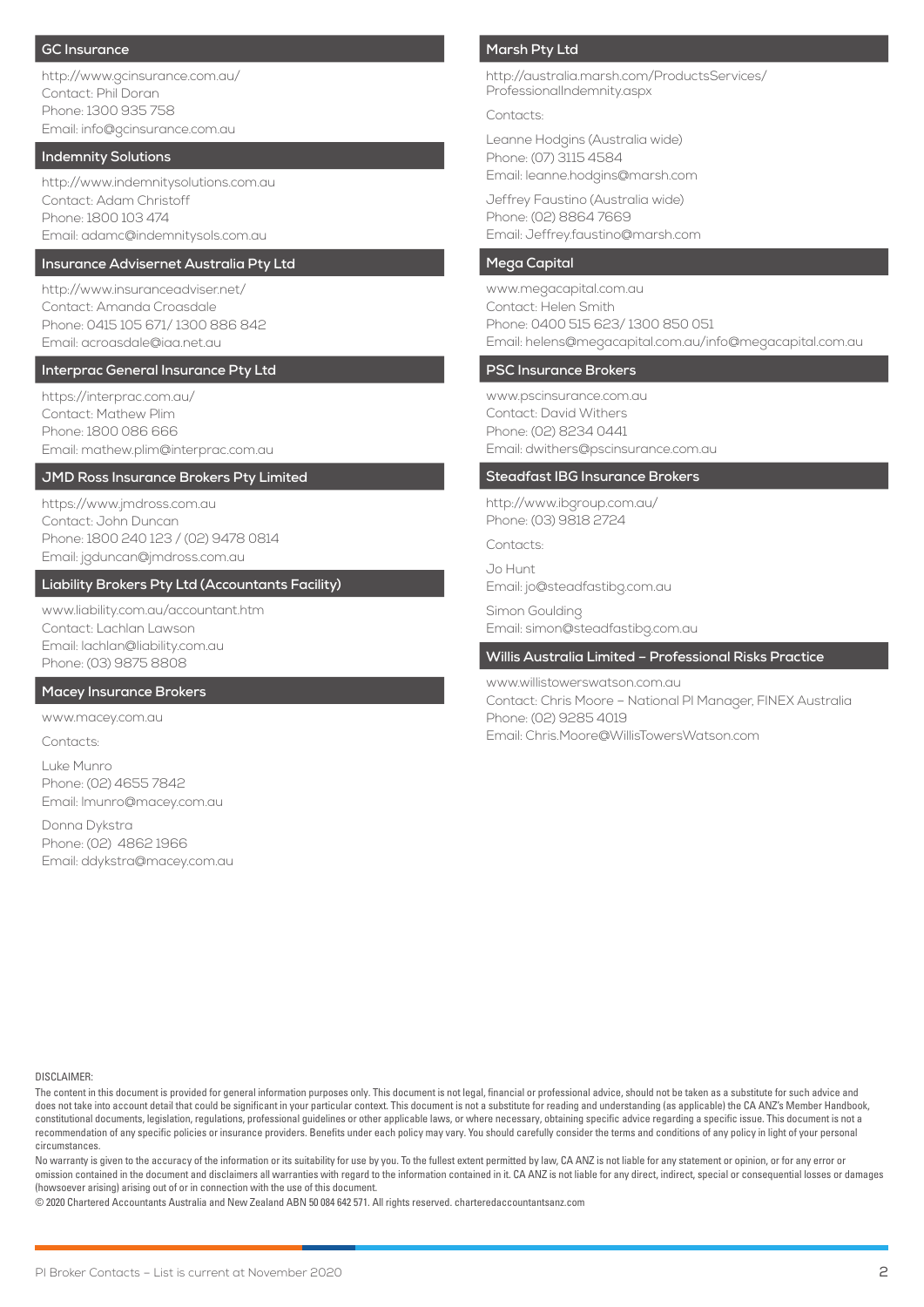## GC Insurance

http://www.gcinsurance.com.au/
Contact: Phil Doran
Phone: 1300 935 758
Email: info@gcinsurance.com.au

## Indemnity Solutions

http://www.indemnitysolutions.com.au
Contact: Adam Christoff
Phone: 1800 103 474
Email: adamc@indemnitysols.com.au

## Insurance Advisernet Australia Pty Ltd

http://www.insuranceadviser.net/
Contact: Amanda Croasdale
Phone: 0415 105 671/ 1300 886 842
Email: acroasdale@iaa.net.au

## Interprac General Insurance Pty Ltd

https://interprac.com.au/
Contact: Mathew Plim
Phone: 1800 086 666
Email: mathew.plim@interprac.com.au

## JMD Ross Insurance Brokers Pty Limited

https://www.jmdross.com.au
Contact: John Duncan
Phone: 1800 240 123 / (02) 9478 0814
Email: jgduncan@jmdross.com.au

## Liability Brokers Pty Ltd (Accountants Facility)

www.liability.com.au/accountant.htm
Contact: Lachlan Lawson
Email: lachlan@liability.com.au
Phone: (03) 9875 8808

## Macey Insurance Brokers

www.macey.com.au

Contacts:

Luke Munro
Phone: (02) 4655 7842
Email: lmunro@macey.com.au

Donna Dykstra
Phone: (02) 4862 1966
Email: ddykstra@macey.com.au

## Marsh Pty Ltd

http://australia.marsh.com/ProductsServices/ProfessionalIndemnity.aspx

Contacts:

Leanne Hodgins (Australia wide)
Phone: (07) 3115 4584
Email: leanne.hodgins@marsh.com

Jeffrey Faustino (Australia wide)
Phone: (02) 8864 7669
Email: Jeffrey.faustino@marsh.com

## Mega Capital

www.megacapital.com.au
Contact: Helen Smith
Phone: 0400 515 623/ 1300 850 051
Email: helens@megacapital.com.au/info@megacapital.com.au

## PSC Insurance Brokers

www.pscinsurance.com.au
Contact: David Withers
Phone: (02) 8234 0441
Email: dwithers@pscinsurance.com.au

## Steadfast IBG Insurance Brokers

http://www.ibgroup.com.au/
Phone: (03) 9818 2724

Contacts:

Jo Hunt
Email: jo@steadfastibg.com.au

Simon Goulding
Email: simon@steadfastibg.com.au

## Willis Australia Limited – Professional Risks Practice

www.willistowerswatson.com.au
Contact: Chris Moore – National PI Manager, FINEX Australia
Phone: (02) 9285 4019
Email: Chris.Moore@WillisTowersWatson.com

DISCLAIMER:

The content in this document is provided for general information purposes only. This document is not legal, financial or professional advice, should not be taken as a substitute for such advice and does not take into account detail that could be significant in your particular context. This document is not a substitute for reading and understanding (as applicable) the CA ANZ's Member Handbook, constitutional documents, legislation, regulations, professional guidelines or other applicable laws, or where necessary, obtaining specific advice regarding a specific issue. This document is not a recommendation of any specific policies or insurance providers. Benefits under each policy may vary. You should carefully consider the terms and conditions of any policy in light of your personal circumstances.

No warranty is given to the accuracy of the information or its suitability for use by you. To the fullest extent permitted by law, CA ANZ is not liable for any statement or opinion, or for any error or omission contained in the document and disclaims all warranties with regard to the information contained in it. CA ANZ is not liable for any direct, indirect, special or consequential losses or damages (howsoever arising) arising out of or in connection with the use of this document.

© 2020 Chartered Accountants Australia and New Zealand ABN 50 084 642 571. All rights reserved. charteredaccountantsanz.com